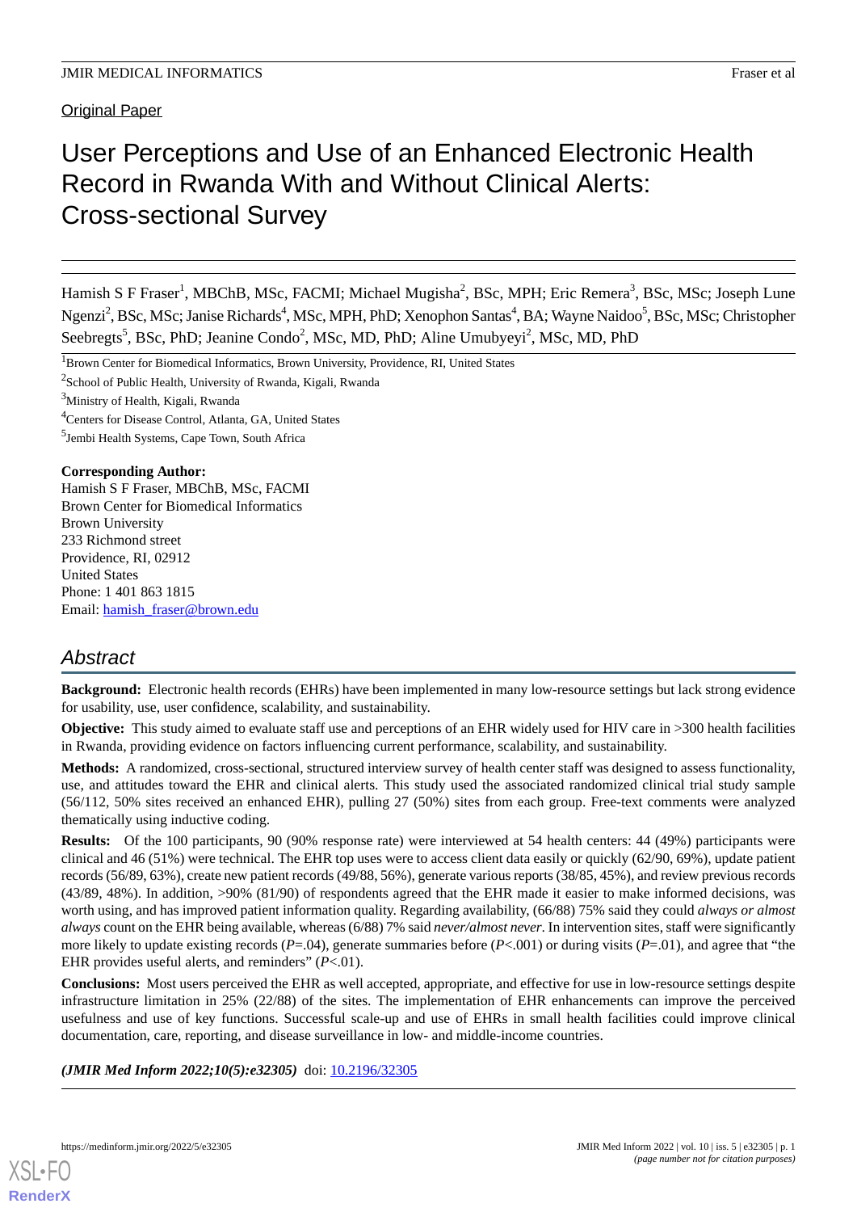Original Paper

# User Perceptions and Use of an Enhanced Electronic Health Record in Rwanda With and Without Clinical Alerts: Cross-sectional Survey

Hamish S F Fraser[1], MBChB, MSc, FACMI; Michael Mugisha[2], BSc, MPH; Eric Remera[3], BSc, MSc; Joseph Lune Ngenzi[2], BSc, MSc; Janise Richards[4], MSc, MPH, PhD; Xenophon Santas[4], BA; Wayne Naidoo[5], BSc, MSc; Christopher Seebregts[5], BSc, PhD; Jeanine Condo[2], MSc, MD, PhD; Aline Umubyeyi[2], MSc, MD, PhD

[1]Brown Center for Biomedical Informatics, Brown University, Providence, RI, United States

[2]School of Public Health, University of Rwanda, Kigali, Rwanda

[3]Ministry of Health, Kigali, Rwanda

[4]Centers for Disease Control, Atlanta, GA, United States

[5]Jembi Health Systems, Cape Town, South Africa

**Corresponding Author:**
Hamish S F Fraser, MBChB, MSc, FACMI
Brown Center for Biomedical Informatics
Brown University
233 Richmond street
Providence, RI, 02912
United States
Phone: 1 401 863 1815
Email: hamish_fraser@brown.edu

## Abstract

**Background:** Electronic health records (EHRs) have been implemented in many low-resource settings but lack strong evidence for usability, use, user confidence, scalability, and sustainability.

**Objective:** This study aimed to evaluate staff use and perceptions of an EHR widely used for HIV care in >300 health facilities in Rwanda, providing evidence on factors influencing current performance, scalability, and sustainability.

**Methods:** A randomized, cross-sectional, structured interview survey of health center staff was designed to assess functionality, use, and attitudes toward the EHR and clinical alerts. This study used the associated randomized clinical trial study sample (56/112, 50% sites received an enhanced EHR), pulling 27 (50%) sites from each group. Free-text comments were analyzed thematically using inductive coding.

**Results:** Of the 100 participants, 90 (90% response rate) were interviewed at 54 health centers: 44 (49%) participants were clinical and 46 (51%) were technical. The EHR top uses were to access client data easily or quickly (62/90, 69%), update patient records (56/89, 63%), create new patient records (49/88, 56%), generate various reports (38/85, 45%), and review previous records (43/89, 48%). In addition, >90% (81/90) of respondents agreed that the EHR made it easier to make informed decisions, was worth using, and has improved patient information quality. Regarding availability, (66/88) 75% said they could *always or almost always* count on the EHR being available, whereas (6/88) 7% said *never/almost never*. In intervention sites, staff were significantly more likely to update existing records ($P$=.04), generate summaries before ($P$<.001) or during visits ($P$=.01), and agree that "the EHR provides useful alerts, and reminders" ($P$<.01).

**Conclusions:** Most users perceived the EHR as well accepted, appropriate, and effective for use in low-resource settings despite infrastructure limitation in 25% (22/88) of the sites. The implementation of EHR enhancements can improve the perceived usefulness and use of key functions. Successful scale-up and use of EHRs in small health facilities could improve clinical documentation, care, reporting, and disease surveillance in low- and middle-income countries.

***(JMIR Med Inform 2022;10(5):e32305)*** doi: 10.2196/32305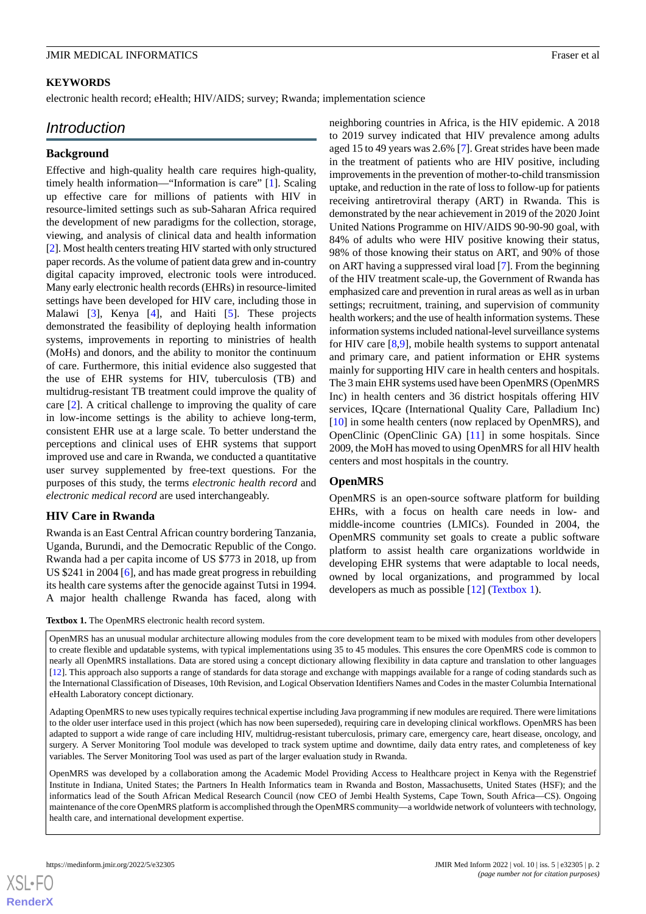## KEYWORDS

electronic health record; eHealth; HIV/AIDS; survey; Rwanda; implementation science

## Introduction

### Background

Effective and high-quality health care requires high-quality, timely health information—"Information is care" [1]. Scaling up effective care for millions of patients with HIV in resource-limited settings such as sub-Saharan Africa required the development of new paradigms for the collection, storage, viewing, and analysis of clinical data and health information [2]. Most health centers treating HIV started with only structured paper records. As the volume of patient data grew and in-country digital capacity improved, electronic tools were introduced. Many early electronic health records (EHRs) in resource-limited settings have been developed for HIV care, including those in Malawi [3], Kenya [4], and Haiti [5]. These projects demonstrated the feasibility of deploying health information systems, improvements in reporting to ministries of health (MoHs) and donors, and the ability to monitor the continuum of care. Furthermore, this initial evidence also suggested that the use of EHR systems for HIV, tuberculosis (TB) and multidrug-resistant TB treatment could improve the quality of care [2]. A critical challenge to improving the quality of care in low-income settings is the ability to achieve long-term, consistent EHR use at a large scale. To better understand the perceptions and clinical uses of EHR systems that support improved use and care in Rwanda, we conducted a quantitative user survey supplemented by free-text questions. For the purposes of this study, the terms *electronic health record* and *electronic medical record* are used interchangeably.

### HIV Care in Rwanda

Rwanda is an East Central African country bordering Tanzania, Uganda, Burundi, and the Democratic Republic of the Congo. Rwanda had a per capita income of US $773 in 2018, up from US $241 in 2004 [6], and has made great progress in rebuilding its health care systems after the genocide against Tutsi in 1994. A major health challenge Rwanda has faced, along with neighboring countries in Africa, is the HIV epidemic. A 2018 to 2019 survey indicated that HIV prevalence among adults aged 15 to 49 years was 2.6% [7]. Great strides have been made in the treatment of patients who are HIV positive, including improvements in the prevention of mother-to-child transmission uptake, and reduction in the rate of loss to follow-up for patients receiving antiretroviral therapy (ART) in Rwanda. This is demonstrated by the near achievement in 2019 of the 2020 Joint United Nations Programme on HIV/AIDS 90-90-90 goal, with 84% of adults who were HIV positive knowing their status, 98% of those knowing their status on ART, and 90% of those on ART having a suppressed viral load [7]. From the beginning of the HIV treatment scale-up, the Government of Rwanda has emphasized care and prevention in rural areas as well as in urban settings; recruitment, training, and supervision of community health workers; and the use of health information systems. These information systems included national-level surveillance systems for HIV care [8,9], mobile health systems to support antenatal and primary care, and patient information or EHR systems mainly for supporting HIV care in health centers and hospitals. The 3 main EHR systems used have been OpenMRS (OpenMRS Inc) in health centers and 36 district hospitals offering HIV services, IQcare (International Quality Care, Palladium Inc) [10] in some health centers (now replaced by OpenMRS), and OpenClinic (OpenClinic GA) [11] in some hospitals. Since 2009, the MoH has moved to using OpenMRS for all HIV health centers and most hospitals in the country.

### OpenMRS

OpenMRS is an open-source software platform for building EHRs, with a focus on health care needs in low- and middle-income countries (LMICs). Founded in 2004, the OpenMRS community set goals to create a public software platform to assist health care organizations worldwide in developing EHR systems that were adaptable to local needs, owned by local organizations, and programmed by local developers as much as possible [12] (Textbox 1).

**Textbox 1.** The OpenMRS electronic health record system.

OpenMRS has an unusual modular architecture allowing modules from the core development team to be mixed with modules from other developers to create flexible and updatable systems, with typical implementations using 35 to 45 modules. This ensures the core OpenMRS code is common to nearly all OpenMRS installations. Data are stored using a concept dictionary allowing flexibility in data capture and translation to other languages [12]. This approach also supports a range of standards for data storage and exchange with mappings available for a range of coding standards such as the International Classification of Diseases, 10th Revision, and Logical Observation Identifiers Names and Codes in the master Columbia International eHealth Laboratory concept dictionary.

Adapting OpenMRS to new uses typically requires technical expertise including Java programming if new modules are required. There were limitations to the older user interface used in this project (which has now been superseded), requiring care in developing clinical workflows. OpenMRS has been adapted to support a wide range of care including HIV, multidrug-resistant tuberculosis, primary care, emergency care, heart disease, oncology, and surgery. A Server Monitoring Tool module was developed to track system uptime and downtime, daily data entry rates, and completeness of key variables. The Server Monitoring Tool was used as part of the larger evaluation study in Rwanda.

OpenMRS was developed by a collaboration among the Academic Model Providing Access to Healthcare project in Kenya with the Regenstrief Institute in Indiana, United States; the Partners In Health Informatics team in Rwanda and Boston, Massachusetts, United States (HSF); and the informatics lead of the South African Medical Research Council (now CEO of Jembi Health Systems, Cape Town, South Africa—CS). Ongoing maintenance of the core OpenMRS platform is accomplished through the OpenMRS community—a worldwide network of volunteers with technology, health care, and international development expertise.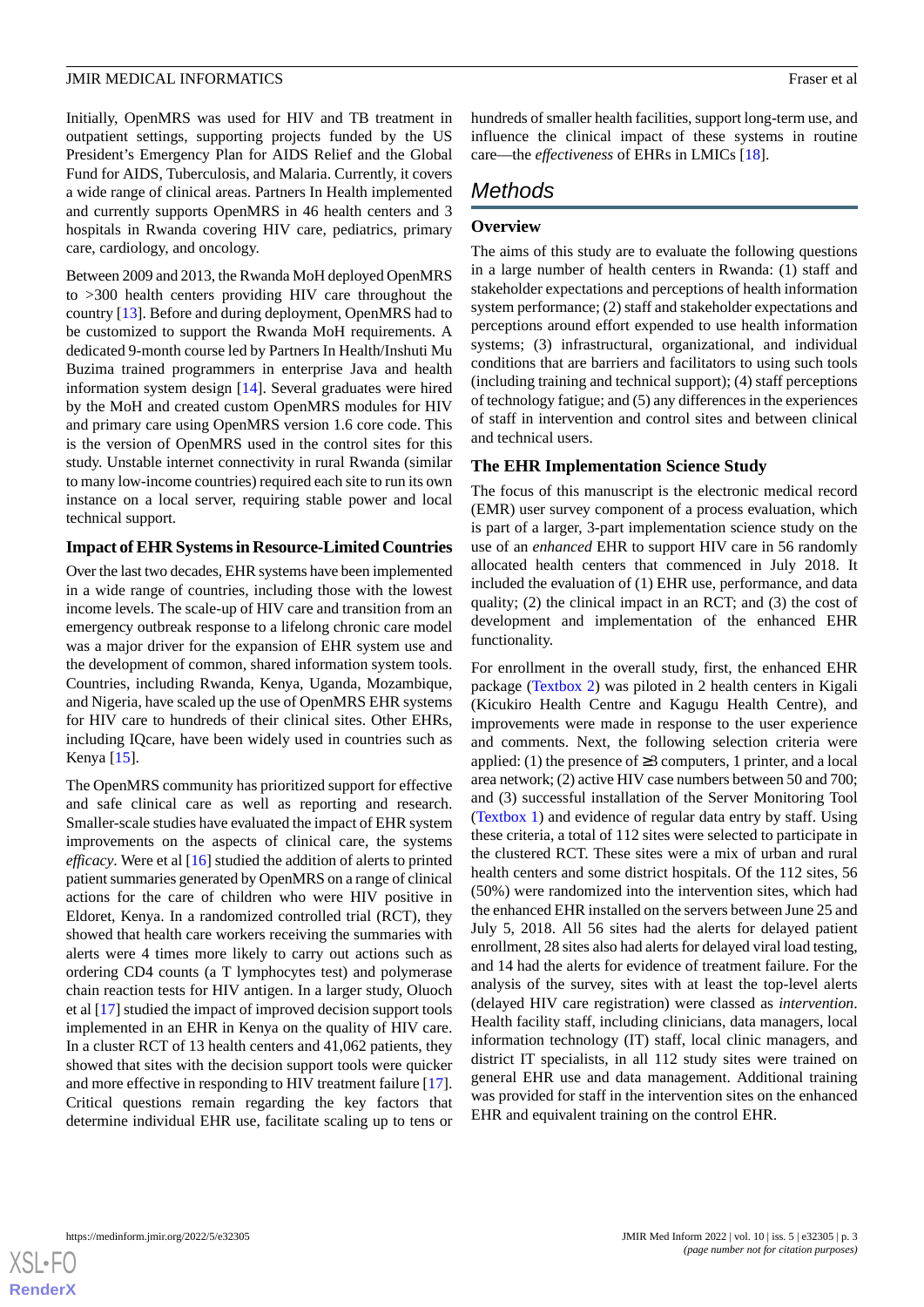Initially, OpenMRS was used for HIV and TB treatment in outpatient settings, supporting projects funded by the US President's Emergency Plan for AIDS Relief and the Global Fund for AIDS, Tuberculosis, and Malaria. Currently, it covers a wide range of clinical areas. Partners In Health implemented and currently supports OpenMRS in 46 health centers and 3 hospitals in Rwanda covering HIV care, pediatrics, primary care, cardiology, and oncology.

Between 2009 and 2013, the Rwanda MoH deployed OpenMRS to >300 health centers providing HIV care throughout the country [13]. Before and during deployment, OpenMRS had to be customized to support the Rwanda MoH requirements. A dedicated 9-month course led by Partners In Health/Inshuti Mu Buzima trained programmers in enterprise Java and health information system design [14]. Several graduates were hired by the MoH and created custom OpenMRS modules for HIV and primary care using OpenMRS version 1.6 core code. This is the version of OpenMRS used in the control sites for this study. Unstable internet connectivity in rural Rwanda (similar to many low-income countries) required each site to run its own instance on a local server, requiring stable power and local technical support.

### Impact of EHR Systems in Resource-Limited Countries

Over the last two decades, EHR systems have been implemented in a wide range of countries, including those with the lowest income levels. The scale-up of HIV care and transition from an emergency outbreak response to a lifelong chronic care model was a major driver for the expansion of EHR system use and the development of common, shared information system tools. Countries, including Rwanda, Kenya, Uganda, Mozambique, and Nigeria, have scaled up the use of OpenMRS EHR systems for HIV care to hundreds of their clinical sites. Other EHRs, including IQcare, have been widely used in countries such as Kenya [15].

The OpenMRS community has prioritized support for effective and safe clinical care as well as reporting and research. Smaller-scale studies have evaluated the impact of EHR system improvements on the aspects of clinical care, the systems *efficacy*. Were et al [16] studied the addition of alerts to printed patient summaries generated by OpenMRS on a range of clinical actions for the care of children who were HIV positive in Eldoret, Kenya. In a randomized controlled trial (RCT), they showed that health care workers receiving the summaries with alerts were 4 times more likely to carry out actions such as ordering CD4 counts (a T lymphocytes test) and polymerase chain reaction tests for HIV antigen. In a larger study, Oluoch et al [17] studied the impact of improved decision support tools implemented in an EHR in Kenya on the quality of HIV care. In a cluster RCT of 13 health centers and 41,062 patients, they showed that sites with the decision support tools were quicker and more effective in responding to HIV treatment failure [17]. Critical questions remain regarding the key factors that determine individual EHR use, facilitate scaling up to tens or hundreds of smaller health facilities, support long-term use, and influence the clinical impact of these systems in routine care—the *effectiveness* of EHRs in LMICs [18].

## Methods

### Overview

The aims of this study are to evaluate the following questions in a large number of health centers in Rwanda: (1) staff and stakeholder expectations and perceptions of health information system performance; (2) staff and stakeholder expectations and perceptions around effort expended to use health information systems; (3) infrastructural, organizational, and individual conditions that are barriers and facilitators to using such tools (including training and technical support); (4) staff perceptions of technology fatigue; and (5) any differences in the experiences of staff in intervention and control sites and between clinical and technical users.

### The EHR Implementation Science Study

The focus of this manuscript is the electronic medical record (EMR) user survey component of a process evaluation, which is part of a larger, 3-part implementation science study on the use of an *enhanced* EHR to support HIV care in 56 randomly allocated health centers that commenced in July 2018. It included the evaluation of (1) EHR use, performance, and data quality; (2) the clinical impact in an RCT; and (3) the cost of development and implementation of the enhanced EHR functionality.

For enrollment in the overall study, first, the enhanced EHR package (Textbox 2) was piloted in 2 health centers in Kigali (Kicukiro Health Centre and Kagugu Health Centre), and improvements were made in response to the user experience and comments. Next, the following selection criteria were applied: (1) the presence of ≥3 computers, 1 printer, and a local area network; (2) active HIV case numbers between 50 and 700; and (3) successful installation of the Server Monitoring Tool (Textbox 1) and evidence of regular data entry by staff. Using these criteria, a total of 112 sites were selected to participate in the clustered RCT. These sites were a mix of urban and rural health centers and some district hospitals. Of the 112 sites, 56 (50%) were randomized into the intervention sites, which had the enhanced EHR installed on the servers between June 25 and July 5, 2018. All 56 sites had the alerts for delayed patient enrollment, 28 sites also had alerts for delayed viral load testing, and 14 had the alerts for evidence of treatment failure. For the analysis of the survey, sites with at least the top-level alerts (delayed HIV care registration) were classed as *intervention*. Health facility staff, including clinicians, data managers, local information technology (IT) staff, local clinic managers, and district IT specialists, in all 112 study sites were trained on general EHR use and data management. Additional training was provided for staff in the intervention sites on the enhanced EHR and equivalent training on the control EHR.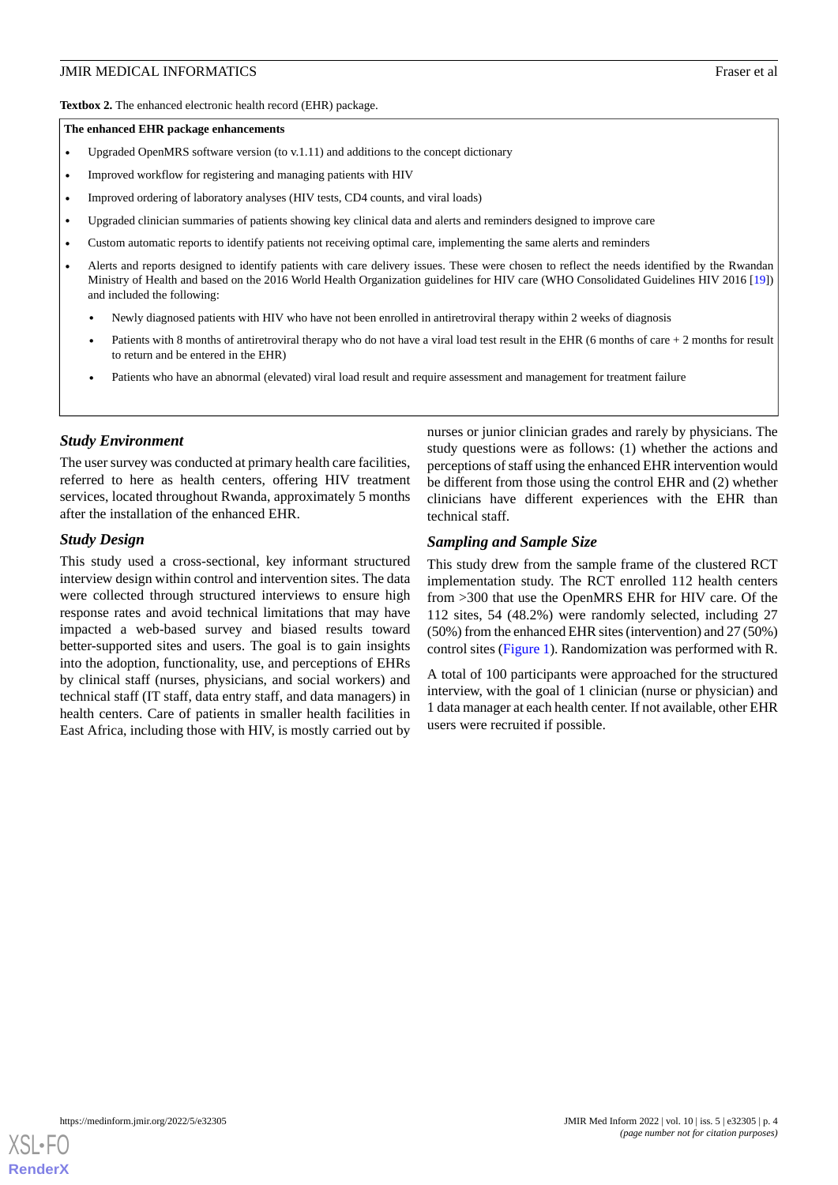**Textbox 2.** The enhanced electronic health record (EHR) package.

**The enhanced EHR package enhancements**

- Upgraded OpenMRS software version (to v.1.11) and additions to the concept dictionary
- Improved workflow for registering and managing patients with HIV
- Improved ordering of laboratory analyses (HIV tests, CD4 counts, and viral loads)
- Upgraded clinician summaries of patients showing key clinical data and alerts and reminders designed to improve care
- Custom automatic reports to identify patients not receiving optimal care, implementing the same alerts and reminders
- Alerts and reports designed to identify patients with care delivery issues. These were chosen to reflect the needs identified by the Rwandan Ministry of Health and based on the 2016 World Health Organization guidelines for HIV care (WHO Consolidated Guidelines HIV 2016 [19]) and included the following:
  - Newly diagnosed patients with HIV who have not been enrolled in antiretroviral therapy within 2 weeks of diagnosis
  - Patients with 8 months of antiretroviral therapy who do not have a viral load test result in the EHR (6 months of care + 2 months for result to return and be entered in the EHR)
  - Patients who have an abnormal (elevated) viral load result and require assessment and management for treatment failure

### *Study Environment*

The user survey was conducted at primary health care facilities, referred to here as health centers, offering HIV treatment services, located throughout Rwanda, approximately 5 months after the installation of the enhanced EHR.

### *Study Design*

This study used a cross-sectional, key informant structured interview design within control and intervention sites. The data were collected through structured interviews to ensure high response rates and avoid technical limitations that may have impacted a web-based survey and biased results toward better-supported sites and users. The goal is to gain insights into the adoption, functionality, use, and perceptions of EHRs by clinical staff (nurses, physicians, and social workers) and technical staff (IT staff, data entry staff, and data managers) in health centers. Care of patients in smaller health facilities in East Africa, including those with HIV, is mostly carried out by nurses or junior clinician grades and rarely by physicians. The study questions were as follows: (1) whether the actions and perceptions of staff using the enhanced EHR intervention would be different from those using the control EHR and (2) whether clinicians have different experiences with the EHR than technical staff.

### *Sampling and Sample Size*

This study drew from the sample frame of the clustered RCT implementation study. The RCT enrolled 112 health centers from >300 that use the OpenMRS EHR for HIV care. Of the 112 sites, 54 (48.2%) were randomly selected, including 27 (50%) from the enhanced EHR sites (intervention) and 27 (50%) control sites (Figure 1). Randomization was performed with R.

A total of 100 participants were approached for the structured interview, with the goal of 1 clinician (nurse or physician) and 1 data manager at each health center. If not available, other EHR users were recruited if possible.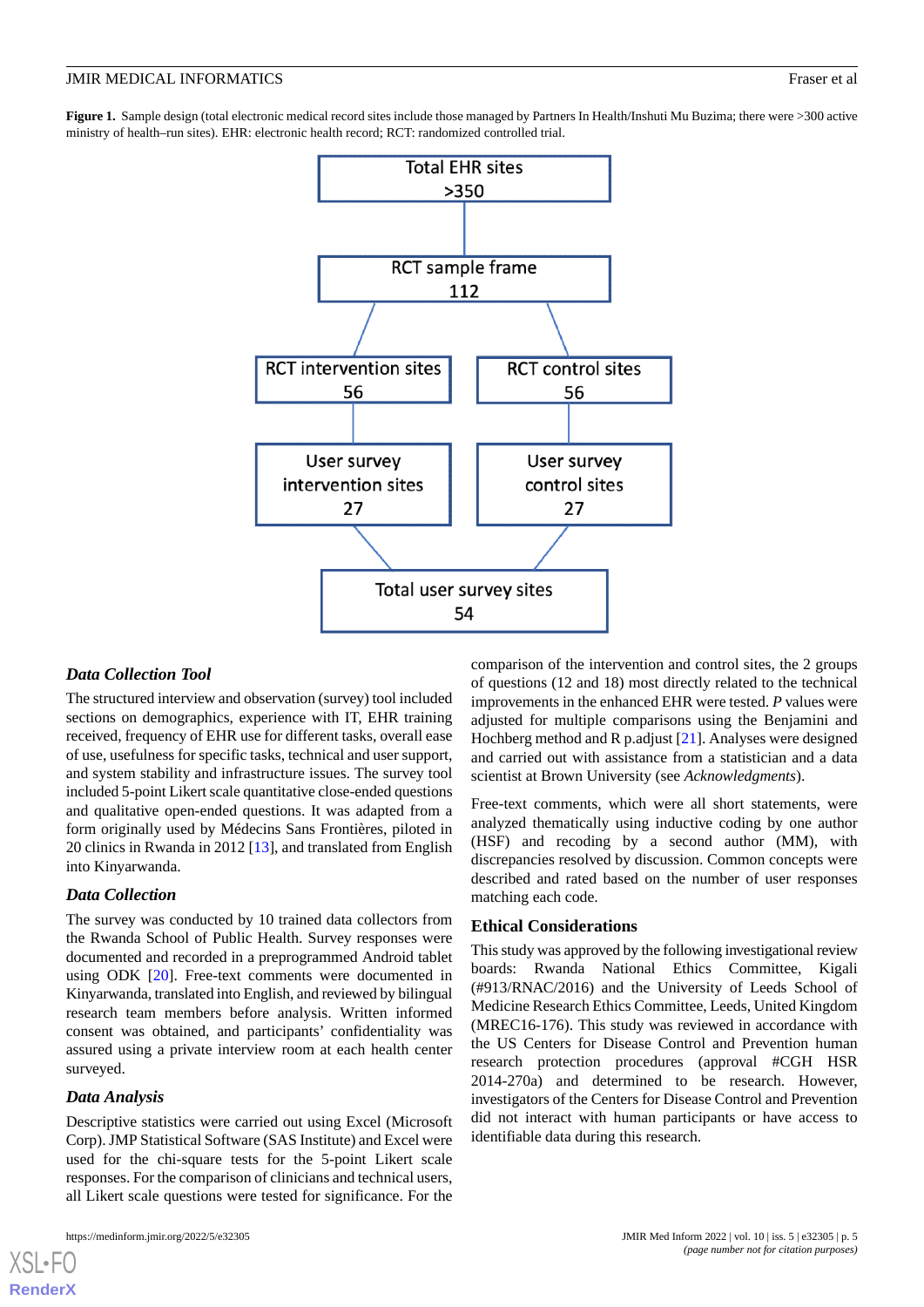**Figure 1.** Sample design (total electronic medical record sites include those managed by Partners In Health/Inshuti Mu Buzima; there were >300 active ministry of health–run sites). EHR: electronic health record; RCT: randomized controlled trial.

Total EHR sites
>350

RCT sample frame
112

RCT intervention sites
56

RCT control sites
56

User survey intervention sites
27

User survey control sites
27

Total user survey sites
54

### *Data Collection Tool*

The structured interview and observation (survey) tool included sections on demographics, experience with IT, EHR training received, frequency of EHR use for different tasks, overall ease of use, usefulness for specific tasks, technical and user support, and system stability and infrastructure issues. The survey tool included 5-point Likert scale quantitative close-ended questions and qualitative open-ended questions. It was adapted from a form originally used by Médecins Sans Frontières, piloted in 20 clinics in Rwanda in 2012 [13], and translated from English into Kinyarwanda.

### *Data Collection*

The survey was conducted by 10 trained data collectors from the Rwanda School of Public Health. Survey responses were documented and recorded in a preprogrammed Android tablet using ODK [20]. Free-text comments were documented in Kinyarwanda, translated into English, and reviewed by bilingual research team members before analysis. Written informed consent was obtained, and participants' confidentiality was assured using a private interview room at each health center surveyed.

### *Data Analysis*

Descriptive statistics were carried out using Excel (Microsoft Corp). JMP Statistical Software (SAS Institute) and Excel were used for the chi-square tests for the 5-point Likert scale responses. For the comparison of clinicians and technical users, all Likert scale questions were tested for significance. For the comparison of the intervention and control sites, the 2 groups of questions (12 and 18) most directly related to the technical improvements in the enhanced EHR were tested. *P* values were adjusted for multiple comparisons using the Benjamini and Hochberg method and R p.adjust [21]. Analyses were designed and carried out with assistance from a statistician and a data scientist at Brown University (see *Acknowledgments*).

Free-text comments, which were all short statements, were analyzed thematically using inductive coding by one author (HSF) and recoding by a second author (MM), with discrepancies resolved by discussion. Common concepts were described and rated based on the number of user responses matching each code.

## Ethical Considerations

This study was approved by the following investigational review boards: Rwanda National Ethics Committee, Kigali (#913/RNAC/2016) and the University of Leeds School of Medicine Research Ethics Committee, Leeds, United Kingdom (MREC16-176). This study was reviewed in accordance with the US Centers for Disease Control and Prevention human research protection procedures (approval #CGH HSR 2014-270a) and determined to be research. However, investigators of the Centers for Disease Control and Prevention did not interact with human participants or have access to identifiable data during this research.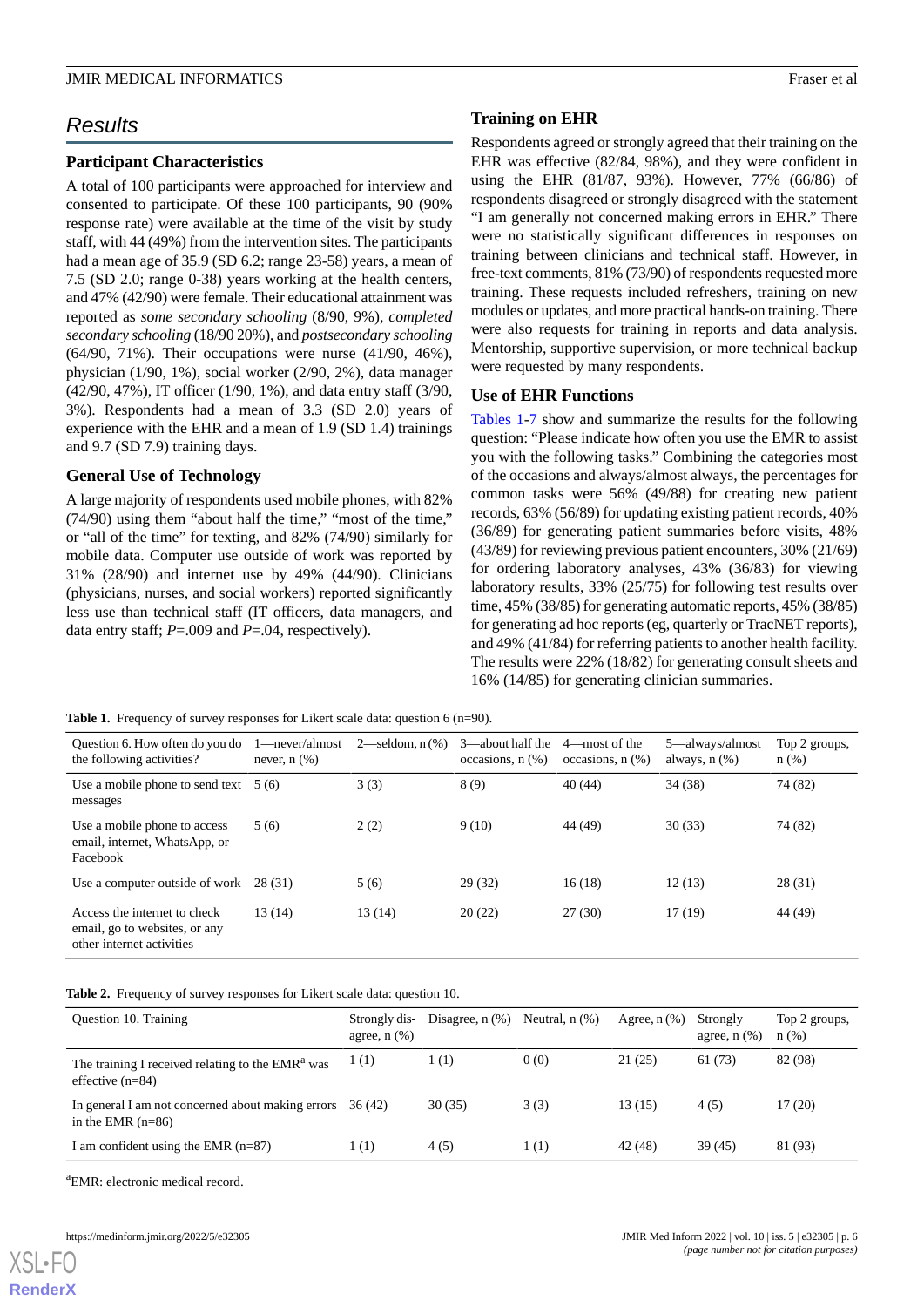## Results

### Participant Characteristics

A total of 100 participants were approached for interview and consented to participate. Of these 100 participants, 90 (90% response rate) were available at the time of the visit by study staff, with 44 (49%) from the intervention sites. The participants had a mean age of 35.9 (SD 6.2; range 23-58) years, a mean of 7.5 (SD 2.0; range 0-38) years working at the health centers, and 47% (42/90) were female. Their educational attainment was reported as *some secondary schooling* (8/90, 9%), *completed secondary schooling* (18/90 20%), and *postsecondary schooling* (64/90, 71%). Their occupations were nurse (41/90, 46%), physician (1/90, 1%), social worker (2/90, 2%), data manager (42/90, 47%), IT officer (1/90, 1%), and data entry staff (3/90, 3%). Respondents had a mean of 3.3 (SD 2.0) years of experience with the EHR and a mean of 1.9 (SD 1.4) trainings and 9.7 (SD 7.9) training days.

### General Use of Technology

A large majority of respondents used mobile phones, with 82% (74/90) using them "about half the time," "most of the time," or "all of the time" for texting, and 82% (74/90) similarly for mobile data. Computer use outside of work was reported by 31% (28/90) and internet use by 49% (44/90). Clinicians (physicians, nurses, and social workers) reported significantly less use than technical staff (IT officers, data managers, and data entry staff; *P*=.009 and *P*=.04, respectively).

### Training on EHR

Respondents agreed or strongly agreed that their training on the EHR was effective (82/84, 98%), and they were confident in using the EHR (81/87, 93%). However, 77% (66/86) of respondents disagreed or strongly disagreed with the statement "I am generally not concerned making errors in EHR." There were no statistically significant differences in responses on training between clinicians and technical staff. However, in free-text comments, 81% (73/90) of respondents requested more training. These requests included refreshers, training on new modules or updates, and more practical hands-on training. There were also requests for training in reports and data analysis. Mentorship, supportive supervision, or more technical backup were requested by many respondents.

### Use of EHR Functions

Tables 1-7 show and summarize the results for the following question: "Please indicate how often you use the EMR to assist you with the following tasks." Combining the categories most of the occasions and always/almost always, the percentages for common tasks were 56% (49/88) for creating new patient records, 63% (56/89) for updating existing patient records, 40% (36/89) for generating patient summaries before visits, 48% (43/89) for reviewing previous patient encounters, 30% (21/69) for ordering laboratory analyses, 43% (36/83) for viewing laboratory results, 33% (25/75) for following test results over time, 45% (38/85) for generating automatic reports, 45% (38/85) for generating ad hoc reports (eg, quarterly or TracNET reports), and 49% (41/84) for referring patients to another health facility. The results were 22% (18/82) for generating consult sheets and 16% (14/85) for generating clinician summaries.

**Table 1.** Frequency of survey responses for Likert scale data: question 6 (n=90).

| Question 6. How often do you do the following activities? | 1—never/almost never, n (%) | 2—seldom, n (%) | 3—about half the occasions, n (%) | 4—most of the occasions, n (%) | 5—always/almost always, n (%) | Top 2 groups, n (%) |
|---|---|---|---|---|---|---|
| Use a mobile phone to send text messages | 5 (6) | 3 (3) | 8 (9) | 40 (44) | 34 (38) | 74 (82) |
| Use a mobile phone to access email, internet, WhatsApp, or Facebook | 5 (6) | 2 (2) | 9 (10) | 44 (49) | 30 (33) | 74 (82) |
| Use a computer outside of work | 28 (31) | 5 (6) | 29 (32) | 16 (18) | 12 (13) | 28 (31) |
| Access the internet to check email, go to websites, or any other internet activities | 13 (14) | 13 (14) | 20 (22) | 27 (30) | 17 (19) | 44 (49) |

**Table 2.** Frequency of survey responses for Likert scale data: question 10.

| Question 10. Training | Strongly disagree, n (%) | Disagree, n (%) | Neutral, n (%) | Agree, n (%) | Strongly agree, n (%) | Top 2 groups, n (%) |
|---|---|---|---|---|---|---|
| The training I received relating to the EMR[a] was effective (n=84) | 1 (1) | 1 (1) | 0 (0) | 21 (25) | 61 (73) | 82 (98) |
| In general I am not concerned about making errors in the EMR (n=86) | 36 (42) | 30 (35) | 3 (3) | 13 (15) | 4 (5) | 17 (20) |
| I am confident using the EMR (n=87) | 1 (1) | 4 (5) | 1 (1) | 42 (48) | 39 (45) | 81 (93) |

[a]EMR: electronic medical record.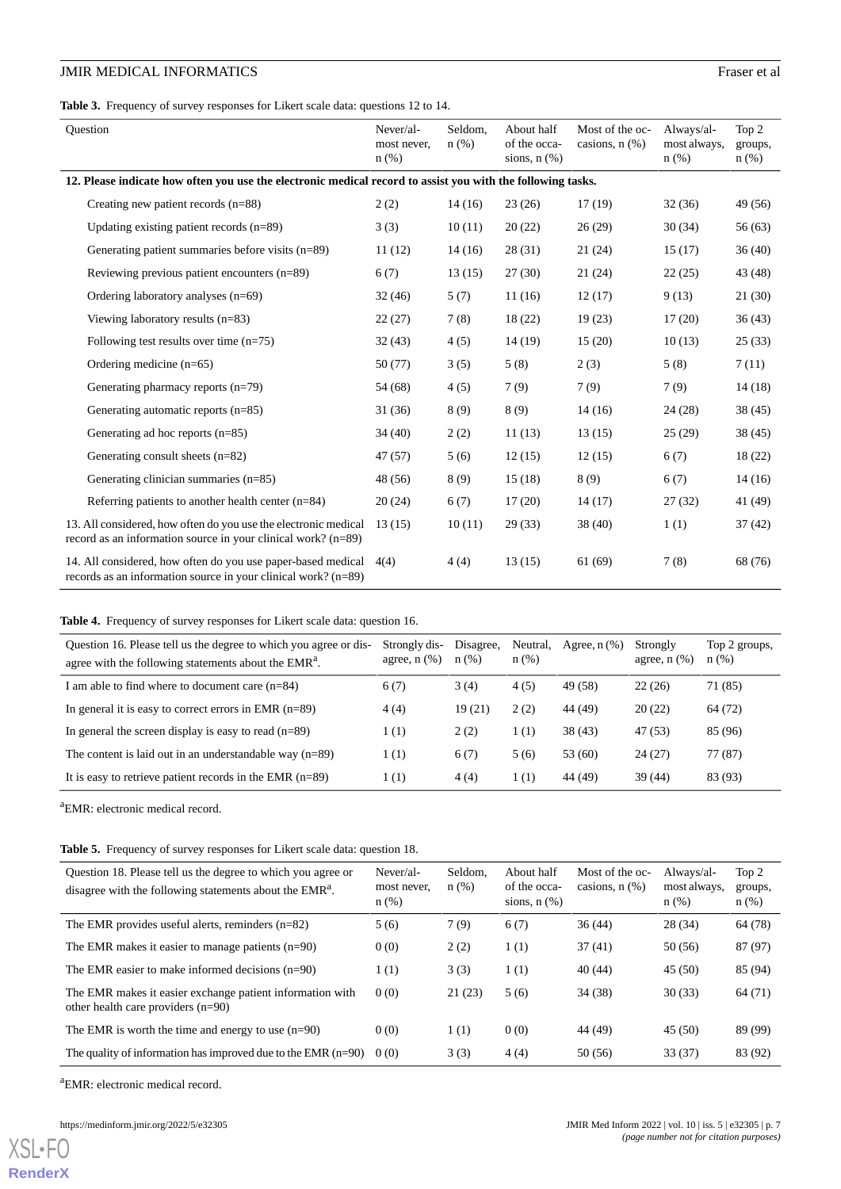**Table 3.** Frequency of survey responses for Likert scale data: questions 12 to 14.

| Question | Never/almost never, n (%) | Seldom, n (%) | About half of the occasions, n (%) | Most of the occasions, n (%) | Always/almost always, n (%) | Top 2 groups, n (%) |
|---|---|---|---|---|---|---|
| **12. Please indicate how often you use the electronic medical record to assist you with the following tasks.** | | | | | | |
| Creating new patient records (n=88) | 2 (2) | 14 (16) | 23 (26) | 17 (19) | 32 (36) | 49 (56) |
| Updating existing patient records (n=89) | 3 (3) | 10 (11) | 20 (22) | 26 (29) | 30 (34) | 56 (63) |
| Generating patient summaries before visits (n=89) | 11 (12) | 14 (16) | 28 (31) | 21 (24) | 15 (17) | 36 (40) |
| Reviewing previous patient encounters (n=89) | 6 (7) | 13 (15) | 27 (30) | 21 (24) | 22 (25) | 43 (48) |
| Ordering laboratory analyses (n=69) | 32 (46) | 5 (7) | 11 (16) | 12 (17) | 9 (13) | 21 (30) |
| Viewing laboratory results (n=83) | 22 (27) | 7 (8) | 18 (22) | 19 (23) | 17 (20) | 36 (43) |
| Following test results over time (n=75) | 32 (43) | 4 (5) | 14 (19) | 15 (20) | 10 (13) | 25 (33) |
| Ordering medicine (n=65) | 50 (77) | 3 (5) | 5 (8) | 2 (3) | 5 (8) | 7 (11) |
| Generating pharmacy reports (n=79) | 54 (68) | 4 (5) | 7 (9) | 7 (9) | 7 (9) | 14 (18) |
| Generating automatic reports (n=85) | 31 (36) | 8 (9) | 8 (9) | 14 (16) | 24 (28) | 38 (45) |
| Generating ad hoc reports (n=85) | 34 (40) | 2 (2) | 11 (13) | 13 (15) | 25 (29) | 38 (45) |
| Generating consult sheets (n=82) | 47 (57) | 5 (6) | 12 (15) | 12 (15) | 6 (7) | 18 (22) |
| Generating clinician summaries (n=85) | 48 (56) | 8 (9) | 15 (18) | 8 (9) | 6 (7) | 14 (16) |
| Referring patients to another health center (n=84) | 20 (24) | 6 (7) | 17 (20) | 14 (17) | 27 (32) | 41 (49) |
| 13. All considered, how often do you use the electronic medical record as an information source in your clinical work? (n=89) | 13 (15) | 10 (11) | 29 (33) | 38 (40) | 1 (1) | 37 (42) |
| 14. All considered, how often do you use paper-based medical records as an information source in your clinical work? (n=89) | 4(4) | 4 (4) | 13 (15) | 61 (69) | 7 (8) | 68 (76) |

**Table 4.** Frequency of survey responses for Likert scale data: question 16.

| Question 16. Please tell us the degree to which you agree or disagree with the following statements about the EMR[a]. | Strongly disagree, n (%) | Disagree, n (%) | Neutral, n (%) | Agree, n (%) | Strongly agree, n (%) | Top 2 groups, n (%) |
|---|---|---|---|---|---|---|
| I am able to find where to document care (n=84) | 6 (7) | 3 (4) | 4 (5) | 49 (58) | 22 (26) | 71 (85) |
| In general it is easy to correct errors in EMR (n=89) | 4 (4) | 19 (21) | 2 (2) | 44 (49) | 20 (22) | 64 (72) |
| In general the screen display is easy to read (n=89) | 1 (1) | 2 (2) | 1 (1) | 38 (43) | 47 (53) | 85 (96) |
| The content is laid out in an understandable way (n=89) | 1 (1) | 6 (7) | 5 (6) | 53 (60) | 24 (27) | 77 (87) |
| It is easy to retrieve patient records in the EMR (n=89) | 1 (1) | 4 (4) | 1 (1) | 44 (49) | 39 (44) | 83 (93) |

[a]EMR: electronic medical record.

**Table 5.** Frequency of survey responses for Likert scale data: question 18.

| Question 18. Please tell us the degree to which you agree or disagree with the following statements about the EMR[a]. | Never/almost never, n (%) | Seldom, n (%) | About half of the occasions, n (%) | Most of the occasions, n (%) | Always/almost always, n (%) | Top 2 groups, n (%) |
|---|---|---|---|---|---|---|
| The EMR provides useful alerts, reminders (n=82) | 5 (6) | 7 (9) | 6 (7) | 36 (44) | 28 (34) | 64 (78) |
| The EMR makes it easier to manage patients (n=90) | 0 (0) | 2 (2) | 1 (1) | 37 (41) | 50 (56) | 87 (97) |
| The EMR easier to make informed decisions (n=90) | 1 (1) | 3 (3) | 1 (1) | 40 (44) | 45 (50) | 85 (94) |
| The EMR makes it easier exchange patient information with other health care providers (n=90) | 0 (0) | 21 (23) | 5 (6) | 34 (38) | 30 (33) | 64 (71) |
| The EMR is worth the time and energy to use (n=90) | 0 (0) | 1 (1) | 0 (0) | 44 (49) | 45 (50) | 89 (99) |
| The quality of information has improved due to the EMR (n=90) | 0 (0) | 3 (3) | 4 (4) | 50 (56) | 33 (37) | 83 (92) |

[a]EMR: electronic medical record.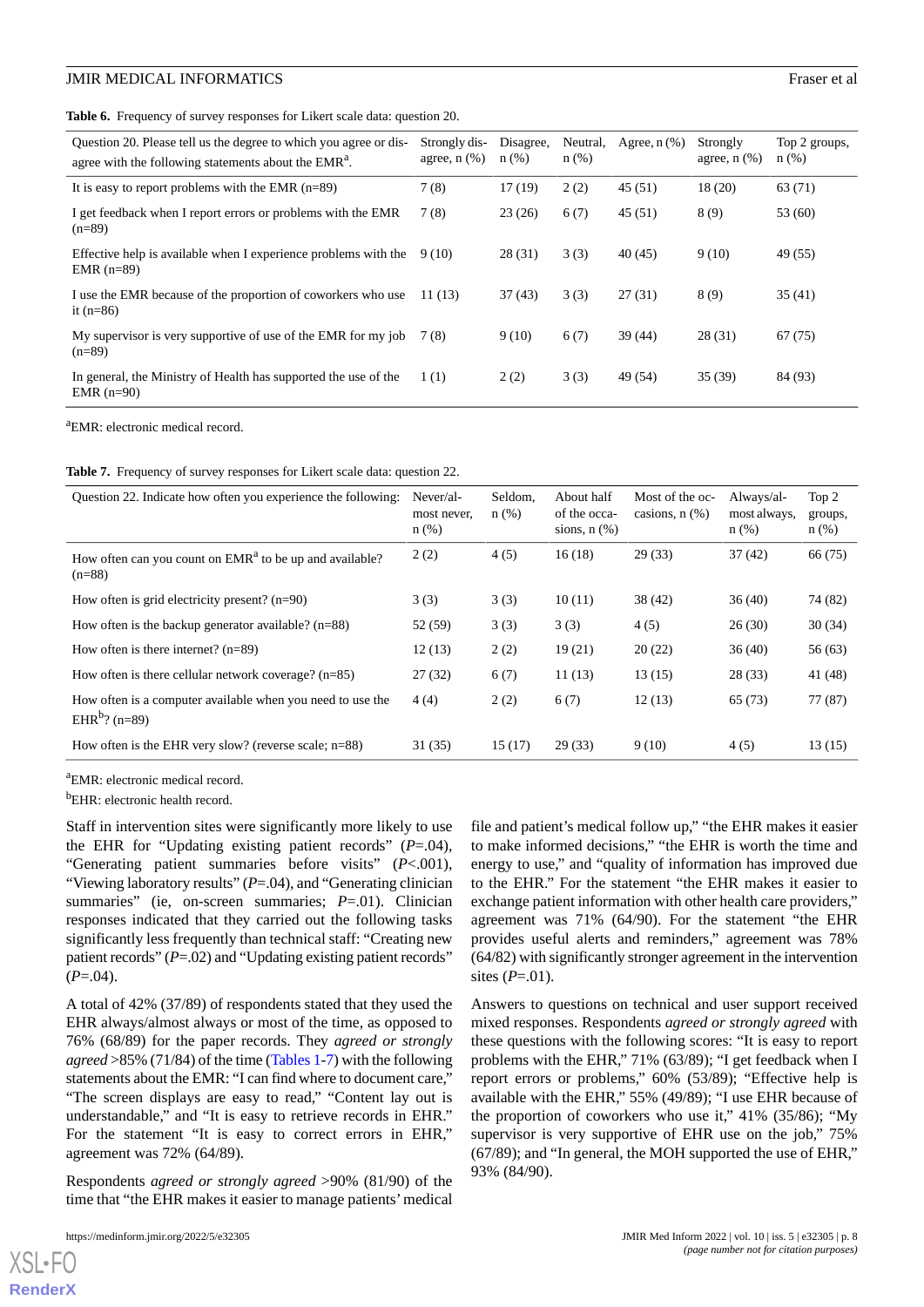**Table 6.** Frequency of survey responses for Likert scale data: question 20.

| Question 20. Please tell us the degree to which you agree or disagree with the following statements about the EMR[a]. | Strongly disagree, n (%) | Disagree, n (%) | Neutral, n (%) | Agree, n (%) | Strongly agree, n (%) | Top 2 groups, n (%) |
|---|---|---|---|---|---|---|
| It is easy to report problems with the EMR (n=89) | 7 (8) | 17 (19) | 2 (2) | 45 (51) | 18 (20) | 63 (71) |
| I get feedback when I report errors or problems with the EMR (n=89) | 7 (8) | 23 (26) | 6 (7) | 45 (51) | 8 (9) | 53 (60) |
| Effective help is available when I experience problems with the EMR (n=89) | 9 (10) | 28 (31) | 3 (3) | 40 (45) | 9 (10) | 49 (55) |
| I use the EMR because of the proportion of coworkers who use it (n=86) | 11 (13) | 37 (43) | 3 (3) | 27 (31) | 8 (9) | 35 (41) |
| My supervisor is very supportive of use of the EMR for my job (n=89) | 7 (8) | 9 (10) | 6 (7) | 39 (44) | 28 (31) | 67 (75) |
| In general, the Ministry of Health has supported the use of the EMR (n=90) | 1 (1) | 2 (2) | 3 (3) | 49 (54) | 35 (39) | 84 (93) |

[a]EMR: electronic medical record.

**Table 7.** Frequency of survey responses for Likert scale data: question 22.

| Question 22. Indicate how often you experience the following: | Never/almost never, n (%) | Seldom, n (%) | About half of the occasions, n (%) | Most of the occasions, n (%) | Always/almost always, n (%) | Top 2 groups, n (%) |
|---|---|---|---|---|---|---|
| How often can you count on EMR[a] to be up and available? (n=88) | 2 (2) | 4 (5) | 16 (18) | 29 (33) | 37 (42) | 66 (75) |
| How often is grid electricity present? (n=90) | 3 (3) | 3 (3) | 10 (11) | 38 (42) | 36 (40) | 74 (82) |
| How often is the backup generator available? (n=88) | 52 (59) | 3 (3) | 3 (3) | 4 (5) | 26 (30) | 30 (34) |
| How often is there internet? (n=89) | 12 (13) | 2 (2) | 19 (21) | 20 (22) | 36 (40) | 56 (63) |
| How often is there cellular network coverage? (n=85) | 27 (32) | 6 (7) | 11 (13) | 13 (15) | 28 (33) | 41 (48) |
| How often is a computer available when you need to use the EHR[b]? (n=89) | 4 (4) | 2 (2) | 6 (7) | 12 (13) | 65 (73) | 77 (87) |
| How often is the EHR very slow? (reverse scale; n=88) | 31 (35) | 15 (17) | 29 (33) | 9 (10) | 4 (5) | 13 (15) |

[a]EMR: electronic medical record.

[b]EHR: electronic health record.

Staff in intervention sites were significantly more likely to use the EHR for "Updating existing patient records" ($P$=.04), "Generating patient summaries before visits" ($P$<.001), "Viewing laboratory results" ($P$=.04), and "Generating clinician summaries" (ie, on-screen summaries; $P$=.01). Clinician responses indicated that they carried out the following tasks significantly less frequently than technical staff: "Creating new patient records" ($P$=.02) and "Updating existing patient records" ($P$=.04).

A total of 42% (37/89) of respondents stated that they used the EHR always/almost always or most of the time, as opposed to 76% (68/89) for the paper records. They *agreed or strongly agreed* >85% (71/84) of the time (Tables 1-7) with the following statements about the EMR: "I can find where to document care," "The screen displays are easy to read," "Content lay out is understandable," and "It is easy to retrieve records in EHR." For the statement "It is easy to correct errors in EHR," agreement was 72% (64/89).

Respondents *agreed or strongly agreed* >90% (81/90) of the time that "the EHR makes it easier to manage patients' medical file and patient's medical follow up," "the EHR makes it easier to make informed decisions," "the EHR is worth the time and energy to use," and "quality of information has improved due to the EHR." For the statement "the EHR makes it easier to exchange patient information with other health care providers," agreement was 71% (64/90). For the statement "the EHR provides useful alerts and reminders," agreement was 78% (64/82) with significantly stronger agreement in the intervention sites ($P$=.01).

Answers to questions on technical and user support received mixed responses. Respondents *agreed or strongly agreed* with these questions with the following scores: "It is easy to report problems with the EHR," 71% (63/89); "I get feedback when I report errors or problems," 60% (53/89); "Effective help is available with the EHR," 55% (49/89); "I use EHR because of the proportion of coworkers who use it," 41% (35/86); "My supervisor is very supportive of EHR use on the job," 75% (67/89); and "In general, the MOH supported the use of EHR," 93% (84/90).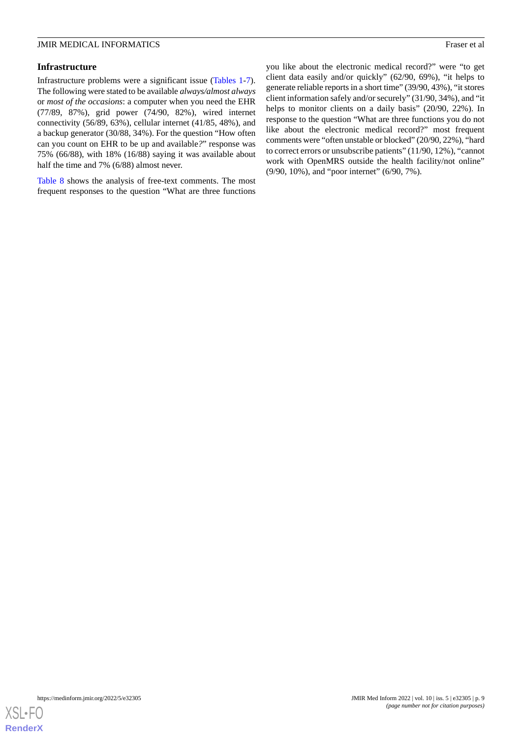### Infrastructure

Infrastructure problems were a significant issue (Tables 1-7). The following were stated to be available *always/almost always* or *most of the occasions*: a computer when you need the EHR (77/89, 87%), grid power (74/90, 82%), wired internet connectivity (56/89, 63%), cellular internet (41/85, 48%), and a backup generator (30/88, 34%). For the question "How often can you count on EHR to be up and available?" response was 75% (66/88), with 18% (16/88) saying it was available about half the time and 7% (6/88) almost never.

Table 8 shows the analysis of free-text comments. The most frequent responses to the question "What are three functions you like about the electronic medical record?" were "to get client data easily and/or quickly" (62/90, 69%), "it helps to generate reliable reports in a short time" (39/90, 43%), "it stores client information safely and/or securely" (31/90, 34%), and "it helps to monitor clients on a daily basis" (20/90, 22%). In response to the question "What are three functions you do not like about the electronic medical record?" most frequent comments were "often unstable or blocked" (20/90, 22%), "hard to correct errors or unsubscribe patients" (11/90, 12%), "cannot work with OpenMRS outside the health facility/not online" (9/90, 10%), and "poor internet" (6/90, 7%).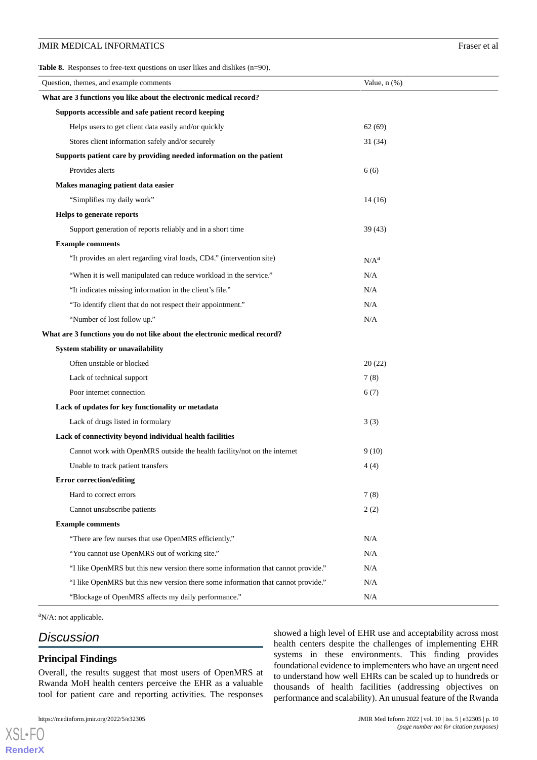**Table 8.** Responses to free-text questions on user likes and dislikes (n=90).

| Question, themes, and example comments | Value, n (%) |
|---|---|
| **What are 3 functions you like about the electronic medical record?** | |
| **Supports accessible and safe patient record keeping** | |
| Helps users to get client data easily and/or quickly | 62 (69) |
| Stores client information safely and/or securely | 31 (34) |
| **Supports patient care by providing needed information on the patient** | |
| Provides alerts | 6 (6) |
| **Makes managing patient data easier** | |
| "Simplifies my daily work" | 14 (16) |
| **Helps to generate reports** | |
| Support generation of reports reliably and in a short time | 39 (43) |
| **Example comments** | |
| "It provides an alert regarding viral loads, CD4." (intervention site) | N/A[a] |
| "When it is well manipulated can reduce workload in the service." | N/A |
| "It indicates missing information in the client's file." | N/A |
| "To identify client that do not respect their appointment." | N/A |
| "Number of lost follow up." | N/A |
| **What are 3 functions you do not like about the electronic medical record?** | |
| **System stability or unavailability** | |
| Often unstable or blocked | 20 (22) |
| Lack of technical support | 7 (8) |
| Poor internet connection | 6 (7) |
| **Lack of updates for key functionality or metadata** | |
| Lack of drugs listed in formulary | 3 (3) |
| **Lack of connectivity beyond individual health facilities** | |
| Cannot work with OpenMRS outside the health facility/not on the internet | 9 (10) |
| Unable to track patient transfers | 4 (4) |
| **Error correction/editing** | |
| Hard to correct errors | 7 (8) |
| Cannot unsubscribe patients | 2 (2) |
| **Example comments** | |
| "There are few nurses that use OpenMRS efficiently." | N/A |
| "You cannot use OpenMRS out of working site." | N/A |
| "I like OpenMRS but this new version there some information that cannot provide." | N/A |
| "I like OpenMRS but this new version there some information that cannot provide." | N/A |
| "Blockage of OpenMRS affects my daily performance." | N/A |

[a]N/A: not applicable.

# Discussion

## Principal Findings

Overall, the results suggest that most users of OpenMRS at Rwanda MoH health centers perceive the EHR as a valuable tool for patient care and reporting activities. The responses showed a high level of EHR use and acceptability across most health centers despite the challenges of implementing EHR systems in these environments. This finding provides foundational evidence to implementers who have an urgent need to understand how well EHRs can be scaled up to hundreds or thousands of health facilities (addressing objectives on performance and scalability). An unusual feature of the Rwanda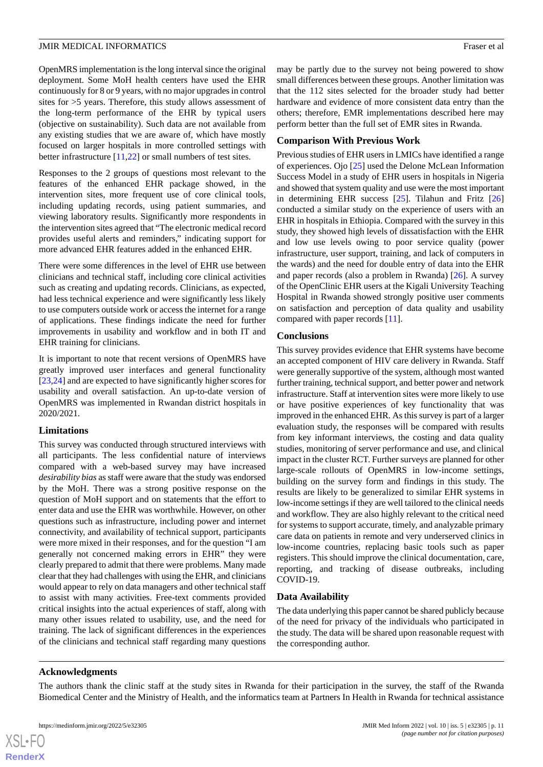OpenMRS implementation is the long interval since the original deployment. Some MoH health centers have used the EHR continuously for 8 or 9 years, with no major upgrades in control sites for >5 years. Therefore, this study allows assessment of the long-term performance of the EHR by typical users (objective on sustainability). Such data are not available from any existing studies that we are aware of, which have mostly focused on larger hospitals in more controlled settings with better infrastructure [11,22] or small numbers of test sites.

Responses to the 2 groups of questions most relevant to the features of the enhanced EHR package showed, in the intervention sites, more frequent use of core clinical tools, including updating records, using patient summaries, and viewing laboratory results. Significantly more respondents in the intervention sites agreed that "The electronic medical record provides useful alerts and reminders," indicating support for more advanced EHR features added in the enhanced EHR.

There were some differences in the level of EHR use between clinicians and technical staff, including core clinical activities such as creating and updating records. Clinicians, as expected, had less technical experience and were significantly less likely to use computers outside work or access the internet for a range of applications. These findings indicate the need for further improvements in usability and workflow and in both IT and EHR training for clinicians.

It is important to note that recent versions of OpenMRS have greatly improved user interfaces and general functionality [23,24] and are expected to have significantly higher scores for usability and overall satisfaction. An up-to-date version of OpenMRS was implemented in Rwandan district hospitals in 2020/2021.

### Limitations

This survey was conducted through structured interviews with all participants. The less confidential nature of interviews compared with a web-based survey may have increased *desirability bias* as staff were aware that the study was endorsed by the MoH. There was a strong positive response on the question of MoH support and on statements that the effort to enter data and use the EHR was worthwhile. However, on other questions such as infrastructure, including power and internet connectivity, and availability of technical support, participants were more mixed in their responses, and for the question "I am generally not concerned making errors in EHR" they were clearly prepared to admit that there were problems. Many made clear that they had challenges with using the EHR, and clinicians would appear to rely on data managers and other technical staff to assist with many activities. Free-text comments provided critical insights into the actual experiences of staff, along with many other issues related to usability, use, and the need for training. The lack of significant differences in the experiences of the clinicians and technical staff regarding many questions may be partly due to the survey not being powered to show small differences between these groups. Another limitation was that the 112 sites selected for the broader study had better hardware and evidence of more consistent data entry than the others; therefore, EMR implementations described here may perform better than the full set of EMR sites in Rwanda.

### Comparison With Previous Work

Previous studies of EHR users in LMICs have identified a range of experiences. Ojo [25] used the Delone McLean Information Success Model in a study of EHR users in hospitals in Nigeria and showed that system quality and use were the most important in determining EHR success [25]. Tilahun and Fritz [26] conducted a similar study on the experience of users with an EHR in hospitals in Ethiopia. Compared with the survey in this study, they showed high levels of dissatisfaction with the EHR and low use levels owing to poor service quality (power infrastructure, user support, training, and lack of computers in the wards) and the need for double entry of data into the EHR and paper records (also a problem in Rwanda) [26]. A survey of the OpenClinic EHR users at the Kigali University Teaching Hospital in Rwanda showed strongly positive user comments on satisfaction and perception of data quality and usability compared with paper records [11].

### Conclusions

This survey provides evidence that EHR systems have become an accepted component of HIV care delivery in Rwanda. Staff were generally supportive of the system, although most wanted further training, technical support, and better power and network infrastructure. Staff at intervention sites were more likely to use or have positive experiences of key functionality that was improved in the enhanced EHR. As this survey is part of a larger evaluation study, the responses will be compared with results from key informant interviews, the costing and data quality studies, monitoring of server performance and use, and clinical impact in the cluster RCT. Further surveys are planned for other large-scale rollouts of OpenMRS in low-income settings, building on the survey form and findings in this study. The results are likely to be generalized to similar EHR systems in low-income settings if they are well tailored to the clinical needs and workflow. They are also highly relevant to the critical need for systems to support accurate, timely, and analyzable primary care data on patients in remote and very underserved clinics in low-income countries, replacing basic tools such as paper registers. This should improve the clinical documentation, care, reporting, and tracking of disease outbreaks, including COVID-19.

### Data Availability

The data underlying this paper cannot be shared publicly because of the need for privacy of the individuals who participated in the study. The data will be shared upon reasonable request with the corresponding author.

## Acknowledgments

The authors thank the clinic staff at the study sites in Rwanda for their participation in the survey, the staff of the Rwanda Biomedical Center and the Ministry of Health, and the informatics team at Partners In Health in Rwanda for technical assistance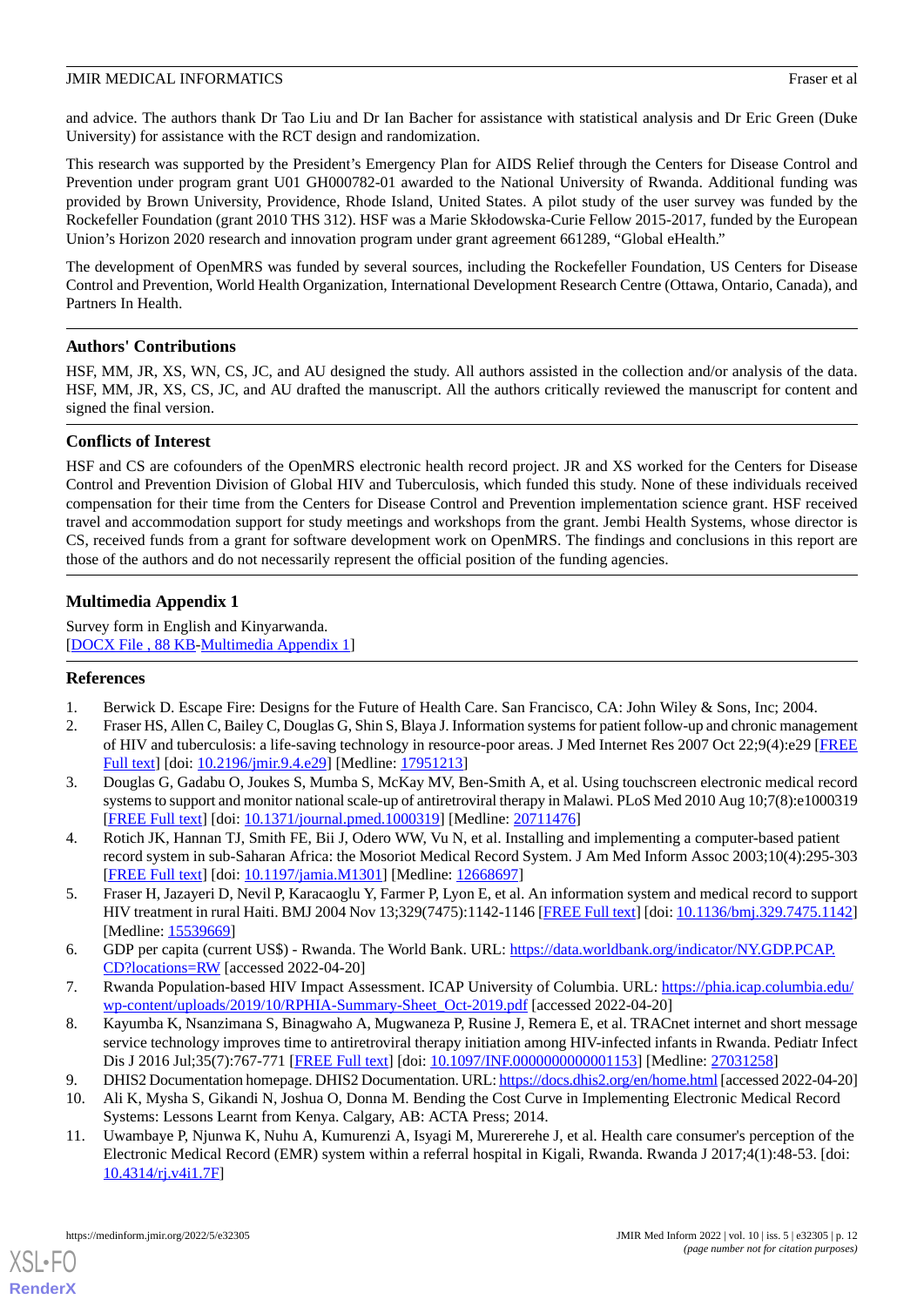and advice. The authors thank Dr Tao Liu and Dr Ian Bacher for assistance with statistical analysis and Dr Eric Green (Duke University) for assistance with the RCT design and randomization.

This research was supported by the President's Emergency Plan for AIDS Relief through the Centers for Disease Control and Prevention under program grant U01 GH000782-01 awarded to the National University of Rwanda. Additional funding was provided by Brown University, Providence, Rhode Island, United States. A pilot study of the user survey was funded by the Rockefeller Foundation (grant 2010 THS 312). HSF was a Marie Skłodowska-Curie Fellow 2015-2017, funded by the European Union's Horizon 2020 research and innovation program under grant agreement 661289, "Global eHealth."

The development of OpenMRS was funded by several sources, including the Rockefeller Foundation, US Centers for Disease Control and Prevention, World Health Organization, International Development Research Centre (Ottawa, Ontario, Canada), and Partners In Health.

## Authors' Contributions

HSF, MM, JR, XS, WN, CS, JC, and AU designed the study. All authors assisted in the collection and/or analysis of the data. HSF, MM, JR, XS, CS, JC, and AU drafted the manuscript. All the authors critically reviewed the manuscript for content and signed the final version.

## Conflicts of Interest

HSF and CS are cofounders of the OpenMRS electronic health record project. JR and XS worked for the Centers for Disease Control and Prevention Division of Global HIV and Tuberculosis, which funded this study. None of these individuals received compensation for their time from the Centers for Disease Control and Prevention implementation science grant. HSF received travel and accommodation support for study meetings and workshops from the grant. Jembi Health Systems, whose director is CS, received funds from a grant for software development work on OpenMRS. The findings and conclusions in this report are those of the authors and do not necessarily represent the official position of the funding agencies.

## Multimedia Appendix 1

Survey form in English and Kinyarwanda.
[DOCX File , 88 KB-Multimedia Appendix 1]

## References

1. Berwick D. Escape Fire: Designs for the Future of Health Care. San Francisco, CA: John Wiley & Sons, Inc; 2004.
2. Fraser HS, Allen C, Bailey C, Douglas G, Shin S, Blaya J. Information systems for patient follow-up and chronic management of HIV and tuberculosis: a life-saving technology in resource-poor areas. J Med Internet Res 2007 Oct 22;9(4):e29 [FREE Full text] [doi: 10.2196/jmir.9.4.e29] [Medline: 17951213]
3. Douglas G, Gadabu O, Joukes S, Mumba S, McKay MV, Ben-Smith A, et al. Using touchscreen electronic medical record systems to support and monitor national scale-up of antiretroviral therapy in Malawi. PLoS Med 2010 Aug 10;7(8):e1000319 [FREE Full text] [doi: 10.1371/journal.pmed.1000319] [Medline: 20711476]
4. Rotich JK, Hannan TJ, Smith FE, Bii J, Odero WW, Vu N, et al. Installing and implementing a computer-based patient record system in sub-Saharan Africa: the Mosoriot Medical Record System. J Am Med Inform Assoc 2003;10(4):295-303 [FREE Full text] [doi: 10.1197/jamia.M1301] [Medline: 12668697]
5. Fraser H, Jazayeri D, Nevil P, Karacaoglu Y, Farmer P, Lyon E, et al. An information system and medical record to support HIV treatment in rural Haiti. BMJ 2004 Nov 13;329(7475):1142-1146 [FREE Full text] [doi: 10.1136/bmj.329.7475.1142] [Medline: 15539669]
6. GDP per capita (current US$) - Rwanda. The World Bank. URL: https://data.worldbank.org/indicator/NY.GDP.PCAP.CD?locations=RW [accessed 2022-04-20]
7. Rwanda Population-based HIV Impact Assessment. ICAP University of Columbia. URL: https://phia.icap.columbia.edu/wp-content/uploads/2019/10/RPHIA-Summary-Sheet_Oct-2019.pdf [accessed 2022-04-20]
8. Kayumba K, Nsanzimana S, Binagwaho A, Mugwaneza P, Rusine J, Remera E, et al. TRACnet internet and short message service technology improves time to antiretroviral therapy initiation among HIV-infected infants in Rwanda. Pediatr Infect Dis J 2016 Jul;35(7):767-771 [FREE Full text] [doi: 10.1097/INF.0000000000001153] [Medline: 27031258]
9. DHIS2 Documentation homepage. DHIS2 Documentation. URL: https://docs.dhis2.org/en/home.html [accessed 2022-04-20]
10. Ali K, Mysha S, Gikandi N, Joshua O, Donna M. Bending the Cost Curve in Implementing Electronic Medical Record Systems: Lessons Learnt from Kenya. Calgary, AB: ACTA Press; 2014.
11. Uwambaye P, Njunwa K, Nuhu A, Kumurenzi A, Isyagi M, Murererehe J, et al. Health care consumer's perception of the Electronic Medical Record (EMR) system within a referral hospital in Kigali, Rwanda. Rwanda J 2017;4(1):48-53. [doi: 10.4314/rj.v4i1.7F]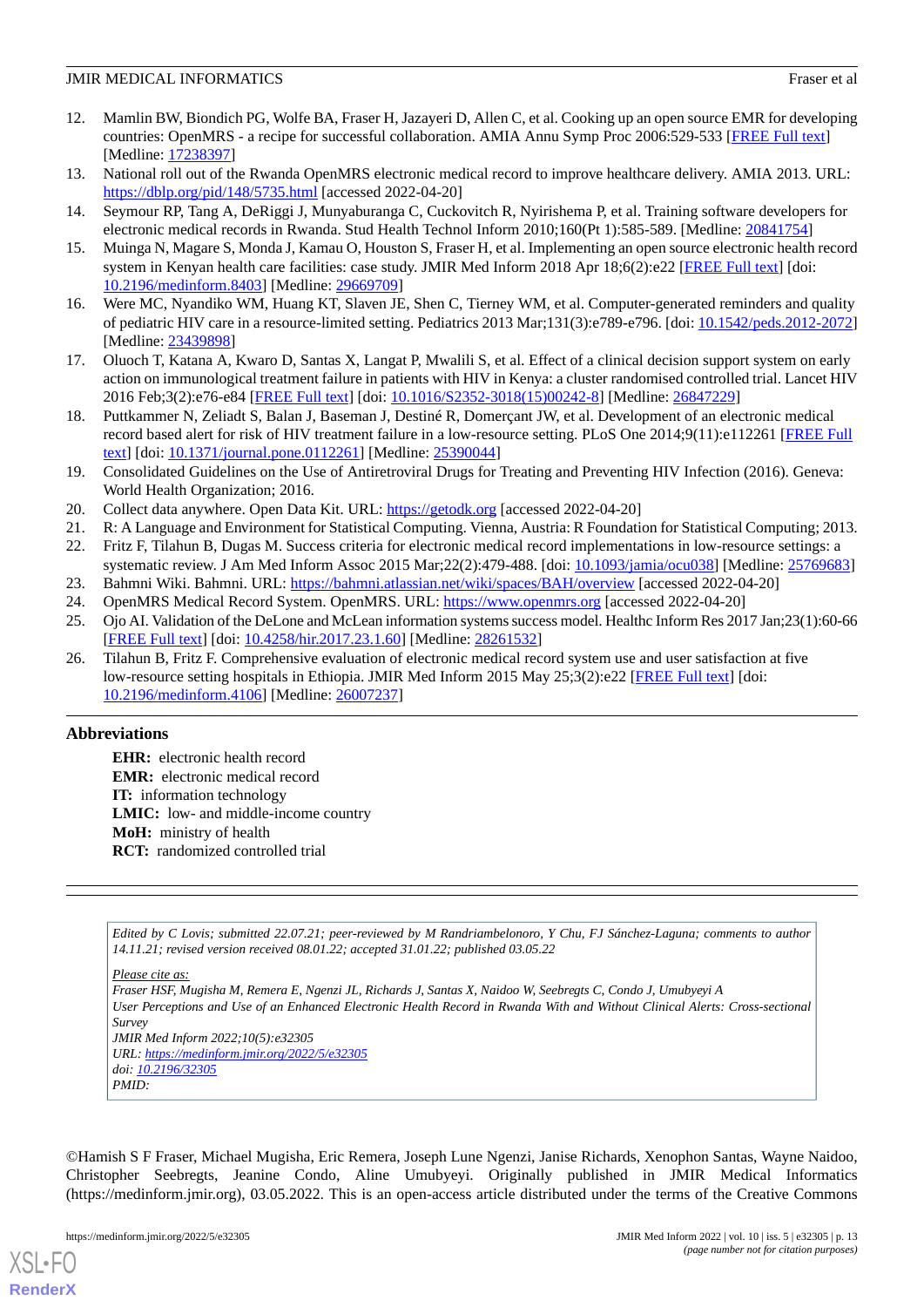12. Mamlin BW, Biondich PG, Wolfe BA, Fraser H, Jazayeri D, Allen C, et al. Cooking up an open source EMR for developing countries: OpenMRS - a recipe for successful collaboration. AMIA Annu Symp Proc 2006:529-533 [FREE Full text] [Medline: 17238397]
13. National roll out of the Rwanda OpenMRS electronic medical record to improve healthcare delivery. AMIA 2013. URL: https://dblp.org/pid/148/5735.html [accessed 2022-04-20]
14. Seymour RP, Tang A, DeRiggi J, Munyaburanga C, Cuckovitch R, Nyirishema P, et al. Training software developers for electronic medical records in Rwanda. Stud Health Technol Inform 2010;160(Pt 1):585-589. [Medline: 20841754]
15. Muinga N, Magare S, Monda J, Kamau O, Houston S, Fraser H, et al. Implementing an open source electronic health record system in Kenyan health care facilities: case study. JMIR Med Inform 2018 Apr 18;6(2):e22 [FREE Full text] [doi: 10.2196/medinform.8403] [Medline: 29669709]
16. Were MC, Nyandiko WM, Huang KT, Slaven JE, Shen C, Tierney WM, et al. Computer-generated reminders and quality of pediatric HIV care in a resource-limited setting. Pediatrics 2013 Mar;131(3):e789-e796. [doi: 10.1542/peds.2012-2072] [Medline: 23439898]
17. Oluoch T, Katana A, Kwaro D, Santas X, Langat P, Mwalili S, et al. Effect of a clinical decision support system on early action on immunological treatment failure in patients with HIV in Kenya: a cluster randomised controlled trial. Lancet HIV 2016 Feb;3(2):e76-e84 [FREE Full text] [doi: 10.1016/S2352-3018(15)00242-8] [Medline: 26847229]
18. Puttkammer N, Zeliadt S, Balan J, Baseman J, Destiné R, Domerçant JW, et al. Development of an electronic medical record based alert for risk of HIV treatment failure in a low-resource setting. PLoS One 2014;9(11):e112261 [FREE Full text] [doi: 10.1371/journal.pone.0112261] [Medline: 25390044]
19. Consolidated Guidelines on the Use of Antiretroviral Drugs for Treating and Preventing HIV Infection (2016). Geneva: World Health Organization; 2016.
20. Collect data anywhere. Open Data Kit. URL: https://getodk.org [accessed 2022-04-20]
21. R: A Language and Environment for Statistical Computing. Vienna, Austria: R Foundation for Statistical Computing; 2013.
22. Fritz F, Tilahun B, Dugas M. Success criteria for electronic medical record implementations in low-resource settings: a systematic review. J Am Med Inform Assoc 2015 Mar;22(2):479-488. [doi: 10.1093/jamia/ocu038] [Medline: 25769683]
23. Bahmni Wiki. Bahmni. URL: https://bahmni.atlassian.net/wiki/spaces/BAH/overview [accessed 2022-04-20]
24. OpenMRS Medical Record System. OpenMRS. URL: https://www.openmrs.org [accessed 2022-04-20]
25. Ojo AI. Validation of the DeLone and McLean information systems success model. Healthc Inform Res 2017 Jan;23(1):60-66 [FREE Full text] [doi: 10.4258/hir.2017.23.1.60] [Medline: 28261532]
26. Tilahun B, Fritz F. Comprehensive evaluation of electronic medical record system use and user satisfaction at five low-resource setting hospitals in Ethiopia. JMIR Med Inform 2015 May 25;3(2):e22 [FREE Full text] [doi: 10.2196/medinform.4106] [Medline: 26007237]

## Abbreviations

**EHR:** electronic health record
**EMR:** electronic medical record
**IT:** information technology
**LMIC:** low- and middle-income country
**MoH:** ministry of health
**RCT:** randomized controlled trial

*Edited by C Lovis; submitted 22.07.21; peer-reviewed by M Randriambelonoro, Y Chu, FJ Sánchez-Laguna; comments to author 14.11.21; revised version received 08.01.22; accepted 31.01.22; published 03.05.22*

*Please cite as:*
*Fraser HSF, Mugisha M, Remera E, Ngenzi JL, Richards J, Santas X, Naidoo W, Seebregts C, Condo J, Umubyeyi A*
*User Perceptions and Use of an Enhanced Electronic Health Record in Rwanda With and Without Clinical Alerts: Cross-sectional Survey*
*JMIR Med Inform 2022;10(5):e32305*
*URL: https://medinform.jmir.org/2022/5/e32305*
*doi: 10.2196/32305*
*PMID:*

©Hamish S F Fraser, Michael Mugisha, Eric Remera, Joseph Lune Ngenzi, Janise Richards, Xenophon Santas, Wayne Naidoo, Christopher Seebregts, Jeanine Condo, Aline Umubyeyi. Originally published in JMIR Medical Informatics (https://medinform.jmir.org), 03.05.2022. This is an open-access article distributed under the terms of the Creative Commons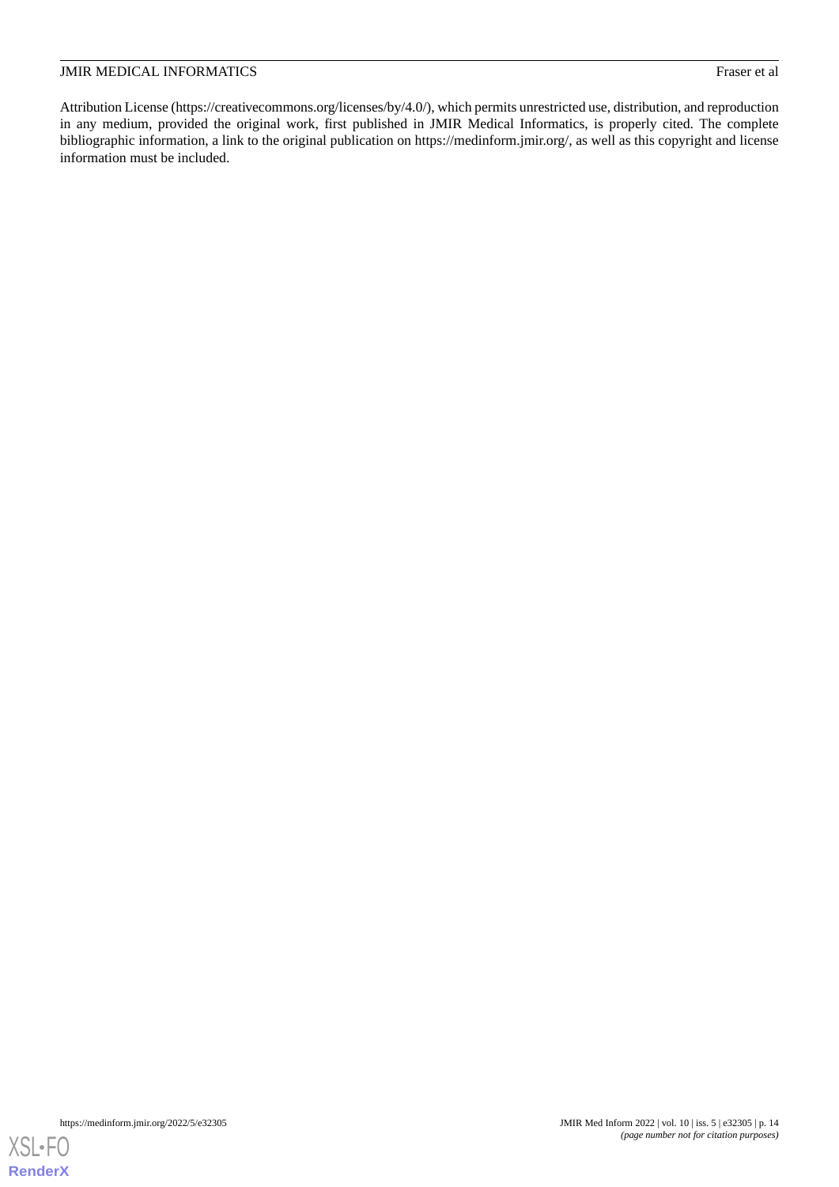Attribution License (https://creativecommons.org/licenses/by/4.0/), which permits unrestricted use, distribution, and reproduction in any medium, provided the original work, first published in JMIR Medical Informatics, is properly cited. The complete bibliographic information, a link to the original publication on https://medinform.jmir.org/, as well as this copyright and license information must be included.